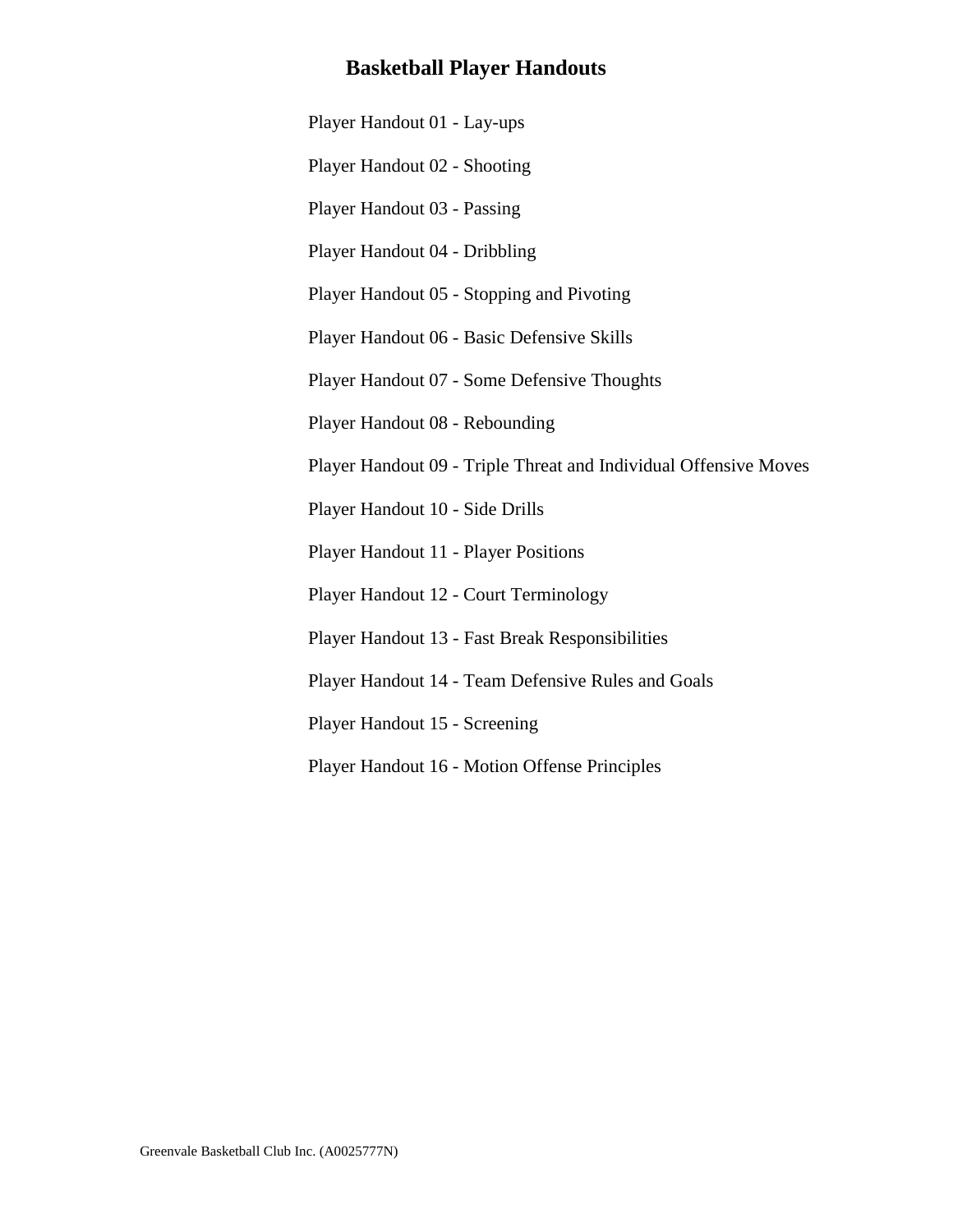# Basketball Player Handouts

Player Handout 01 - Lay-ups

Player Handout 02 - Shooting

Player Handout 03 - Passing

Player Handout 04 - Dribbling

Player Handout 05 - Stopping and Pivoting

Player Handout 06 - Basic Defensive Skills

Player Handout 07 - Some Defensive Thoughts

Player Handout 08 - Rebounding

Player Handout 09 - Triple Threat and Individual Offensive Moves

Player Handout 10 - Side Drills

Player Handout 11 - Player Positions

Player Handout 12 - Court Terminology

Player Handout 13 - Fast Break Responsibilities

Player Handout 14 - Team Defensive Rules and Goals

Player Handout 15 - Screening

Player Handout 16 - Motion Offense Principles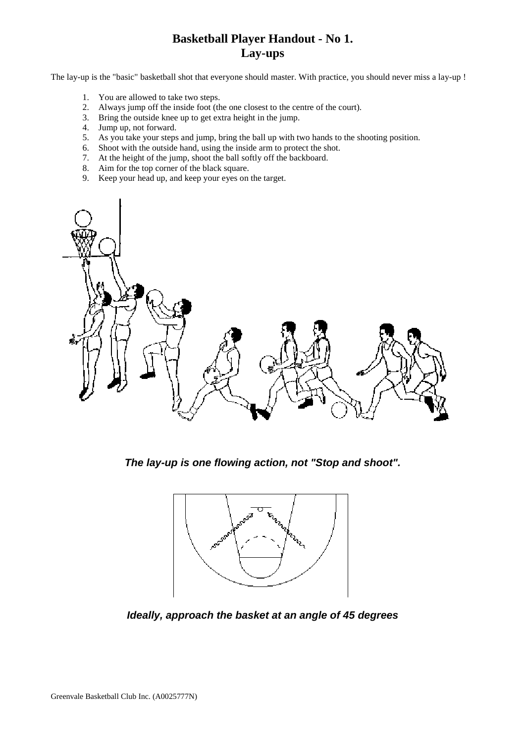# Basketball Player Handout - No 1.
# Lay-ups

The lay-up is the "basic" basketball shot that everyone should master. With practice, you should never miss a lay-up !

1. You are allowed to take two steps.
2. Always jump off the inside foot (the one closest to the centre of the court).
3. Bring the outside knee up to get extra height in the jump.
4. Jump up, not forward.
5. As you take your steps and jump, bring the ball up with two hands to the shooting position.
6. Shoot with the outside hand, using the inside arm to protect the shot.
7. At the height of the jump, shoot the ball softly off the backboard.
8. Aim for the top corner of the black square.
9. Keep your head up, and keep your eyes on the target.

***The lay-up is one flowing action, not "Stop and shoot".***

***Ideally, approach the basket at an angle of 45 degrees***

Greenvale Basketball Club Inc. (A0025777N)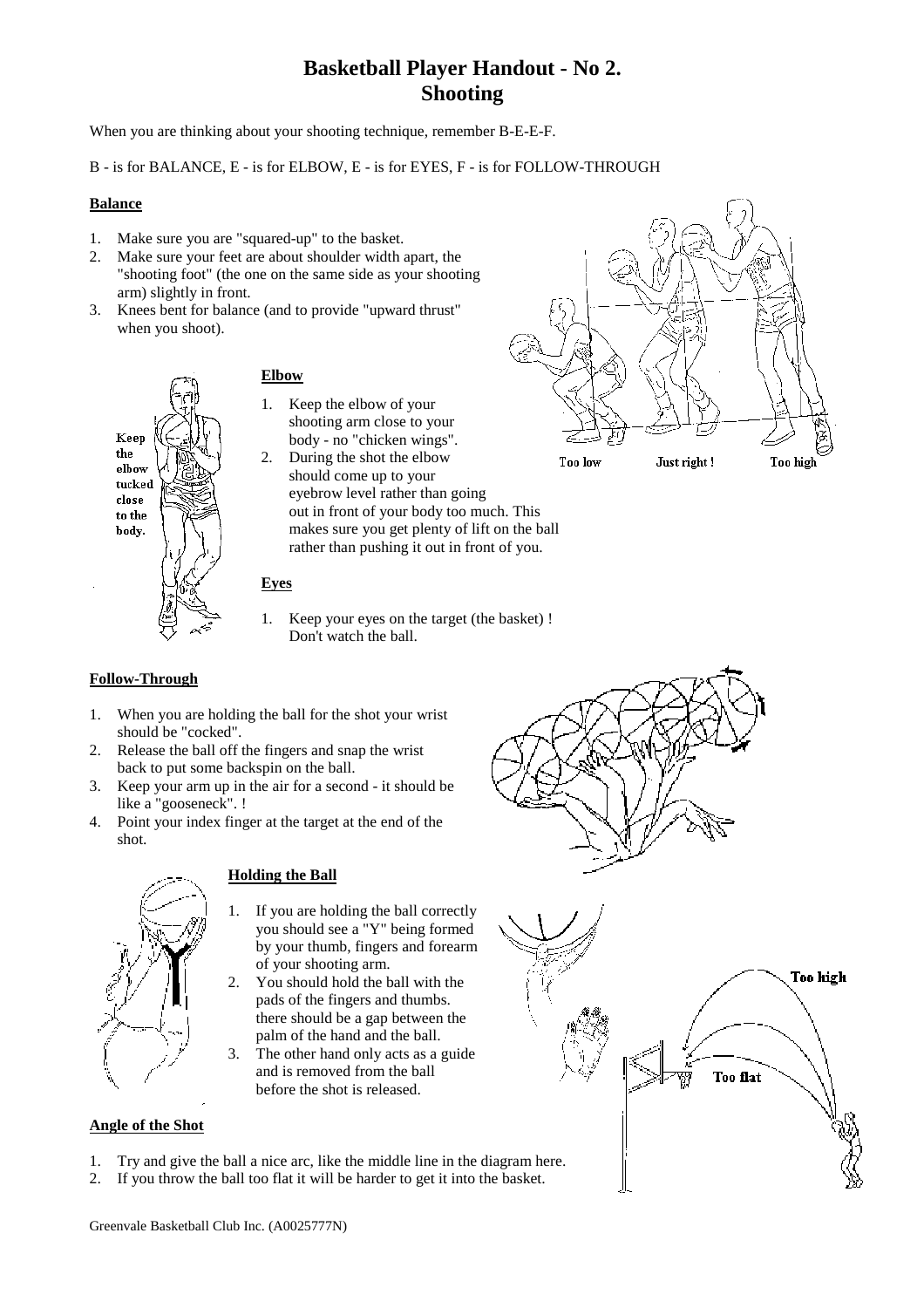# Basketball Player Handout - No 2.
# Shooting

When you are thinking about your shooting technique, remember B-E-E-F.

B - is for BALANCE, E - is for ELBOW, E - is for EYES, F - is for FOLLOW-THROUGH

**Balance**

1. Make sure you are "squared-up" to the basket.
2. Make sure your feet are about shoulder width apart, the "shooting foot" (the one on the same side as your shooting arm) slightly in front.
3. Knees bent for balance (and to provide "upward thrust" when you shoot).

Too low Just right ! Too high

Keep the elbow tucked close to the body.

**Elbow**

1. Keep the elbow of your shooting arm close to your body - no "chicken wings".
2. During the shot the elbow should come up to your eyebrow level rather than going out in front of your body too much. This makes sure you get plenty of lift on the ball rather than pushing it out in front of you.

**Eyes**

1. Keep your eyes on the target (the basket) ! Don't watch the ball.

**Follow-Through**

1. When you are holding the ball for the shot your wrist should be "cocked".
2. Release the ball off the fingers and snap the wrist back to put some backspin on the ball.
3. Keep your arm up in the air for a second - it should be like a "gooseneck". !
4. Point your index finger at the target at the end of the shot.

**Holding the Ball**

1. If you are holding the ball correctly you should see a "Y" being formed by your thumb, fingers and forearm of your shooting arm.
2. You should hold the ball with the pads of the fingers and thumbs. there should be a gap between the palm of the hand and the ball.
3. The other hand only acts as a guide and is removed from the ball before the shot is released.

Too high

Too flat

**Angle of the Shot**

1. Try and give the ball a nice arc, like the middle line in the diagram here.
2. If you throw the ball too flat it will be harder to get it into the basket.

Greenvale Basketball Club Inc. (A0025777N)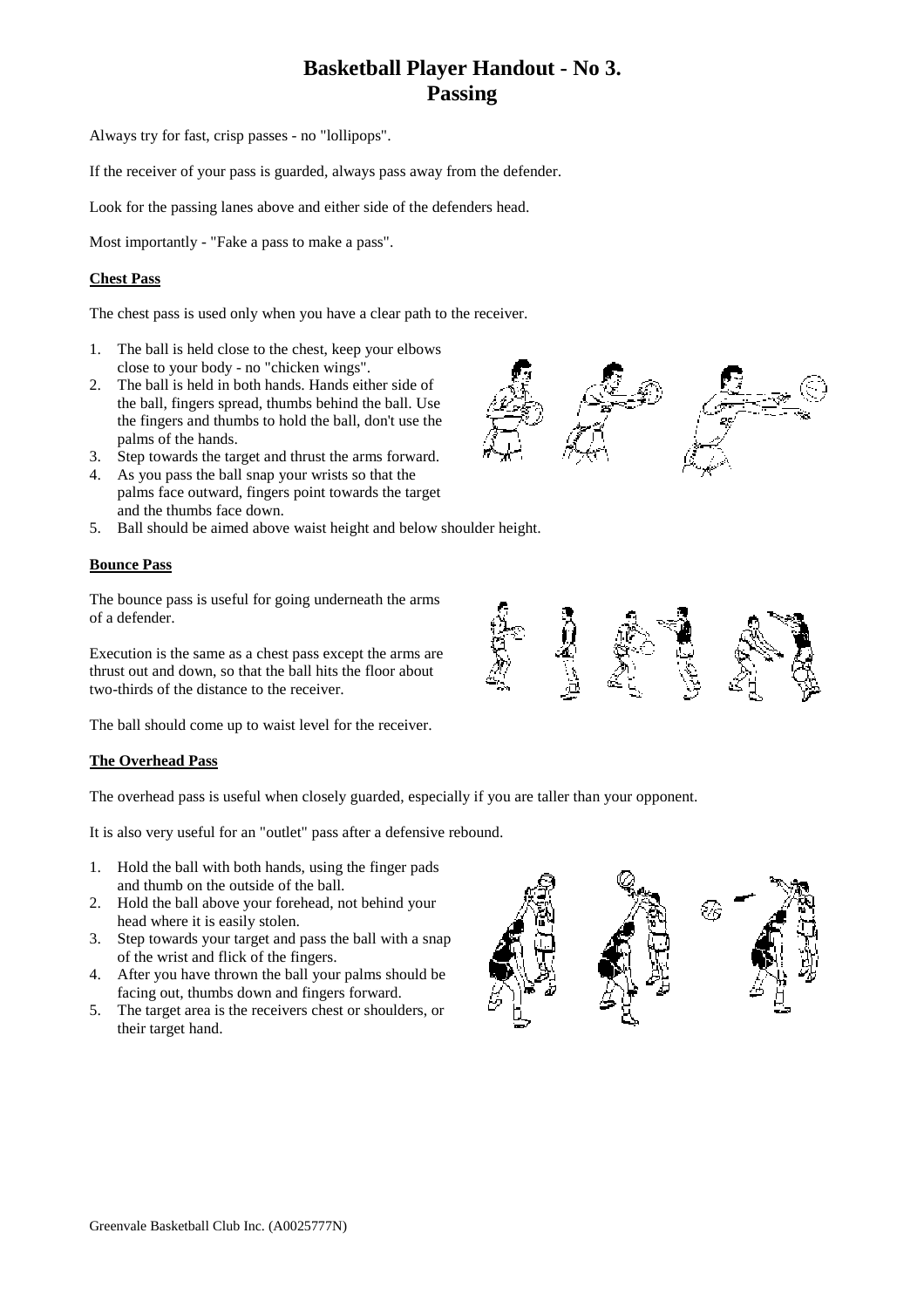# Basketball Player Handout - No 3.
# Passing

Always try for fast, crisp passes - no "lollipops".

If the receiver of your pass is guarded, always pass away from the defender.

Look for the passing lanes above and either side of the defenders head.

Most importantly - "Fake a pass to make a pass".

## Chest Pass

The chest pass is used only when you have a clear path to the receiver.

1. The ball is held close to the chest, keep your elbows close to your body - no "chicken wings".
2. The ball is held in both hands. Hands either side of the ball, fingers spread, thumbs behind the ball. Use the fingers and thumbs to hold the ball, don't use the palms of the hands.
3. Step towards the target and thrust the arms forward.
4. As you pass the ball snap your wrists so that the palms face outward, fingers point towards the target and the thumbs face down.
5. Ball should be aimed above waist height and below shoulder height.

## Bounce Pass

The bounce pass is useful for going underneath the arms of a defender.

Execution is the same as a chest pass except the arms are thrust out and down, so that the ball hits the floor about two-thirds of the distance to the receiver.

The ball should come up to waist level for the receiver.

## The Overhead Pass

The overhead pass is useful when closely guarded, especially if you are taller than your opponent.

It is also very useful for an "outlet" pass after a defensive rebound.

1. Hold the ball with both hands, using the finger pads and thumb on the outside of the ball.
2. Hold the ball above your forehead, not behind your head where it is easily stolen.
3. Step towards your target and pass the ball with a snap of the wrist and flick of the fingers.
4. After you have thrown the ball your palms should be facing out, thumbs down and fingers forward.
5. The target area is the receivers chest or shoulders, or their target hand.

Greenvale Basketball Club Inc. (A0025777N)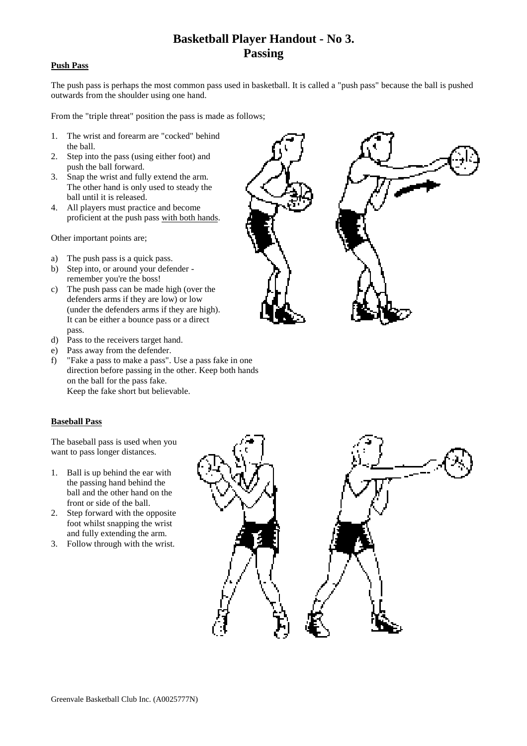# Basketball Player Handout - No 3.
# Passing

**Push Pass**

The push pass is perhaps the most common pass used in basketball. It is called a "push pass" because the ball is pushed outwards from the shoulder using one hand.

From the "triple threat" position the pass is made as follows;

1. The wrist and forearm are "cocked" behind the ball.
2. Step into the pass (using either foot) and push the ball forward.
3. Snap the wrist and fully extend the arm. The other hand is only used to steady the ball until it is released.
4. All players must practice and become proficient at the push pass <u>with both hands</u>.

Other important points are;

a) The push pass is a quick pass.
b) Step into, or around your defender - remember you're the boss!
c) The push pass can be made high (over the defenders arms if they are low) or low (under the defenders arms if they are high). It can be either a bounce pass or a direct pass.
d) Pass to the receivers target hand.
e) Pass away from the defender.
f) "Fake a pass to make a pass". Use a pass fake in one direction before passing in the other. Keep both hands on the ball for the pass fake.
   Keep the fake short but believable.

**Baseball Pass**

The baseball pass is used when you want to pass longer distances.

1. Ball is up behind the ear with the passing hand behind the ball and the other hand on the front or side of the ball.
2. Step forward with the opposite foot whilst snapping the wrist and fully extending the arm.
3. Follow through with the wrist.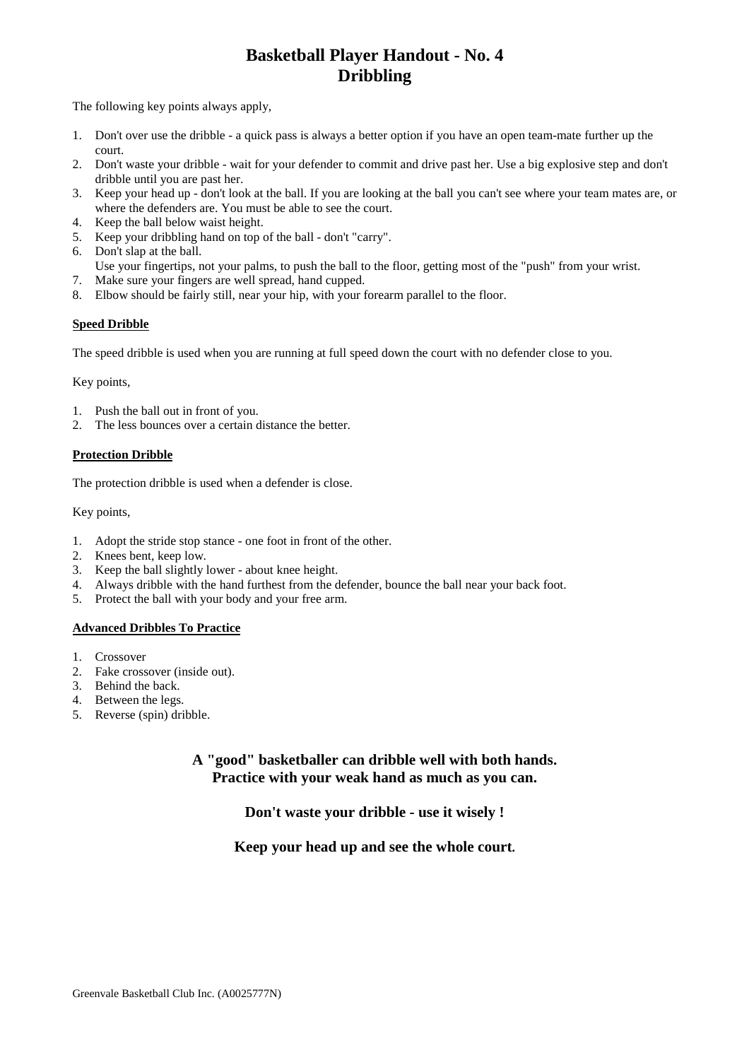# Basketball Player Handout - No. 4
# Dribbling

The following key points always apply,

1. Don't over use the dribble - a quick pass is always a better option if you have an open team-mate further up the court.
2. Don't waste your dribble - wait for your defender to commit and drive past her. Use a big explosive step and don't dribble until you are past her.
3. Keep your head up - don't look at the ball. If you are looking at the ball you can't see where your team mates are, or where the defenders are. You must be able to see the court.
4. Keep the ball below waist height.
5. Keep your dribbling hand on top of the ball - don't "carry".
6. Don't slap at the ball.
   Use your fingertips, not your palms, to push the ball to the floor, getting most of the "push" from your wrist.
7. Make sure your fingers are well spread, hand cupped.
8. Elbow should be fairly still, near your hip, with your forearm parallel to the floor.

**Speed Dribble**

The speed dribble is used when you are running at full speed down the court with no defender close to you.

Key points,

1. Push the ball out in front of you.
2. The less bounces over a certain distance the better.

**Protection Dribble**

The protection dribble is used when a defender is close.

Key points,

1. Adopt the stride stop stance - one foot in front of the other.
2. Knees bent, keep low.
3. Keep the ball slightly lower - about knee height.
4. Always dribble with the hand furthest from the defender, bounce the ball near your back foot.
5. Protect the ball with your body and your free arm.

**Advanced Dribbles To Practice**

1. Crossover
2. Fake crossover (inside out).
3. Behind the back.
4. Between the legs.
5. Reverse (spin) dribble.

**A "good" basketballer can dribble well with both hands.**
**Practice with your weak hand as much as you can.**

**Don't waste your dribble - use it wisely !**

**Keep your head up and see the whole court.**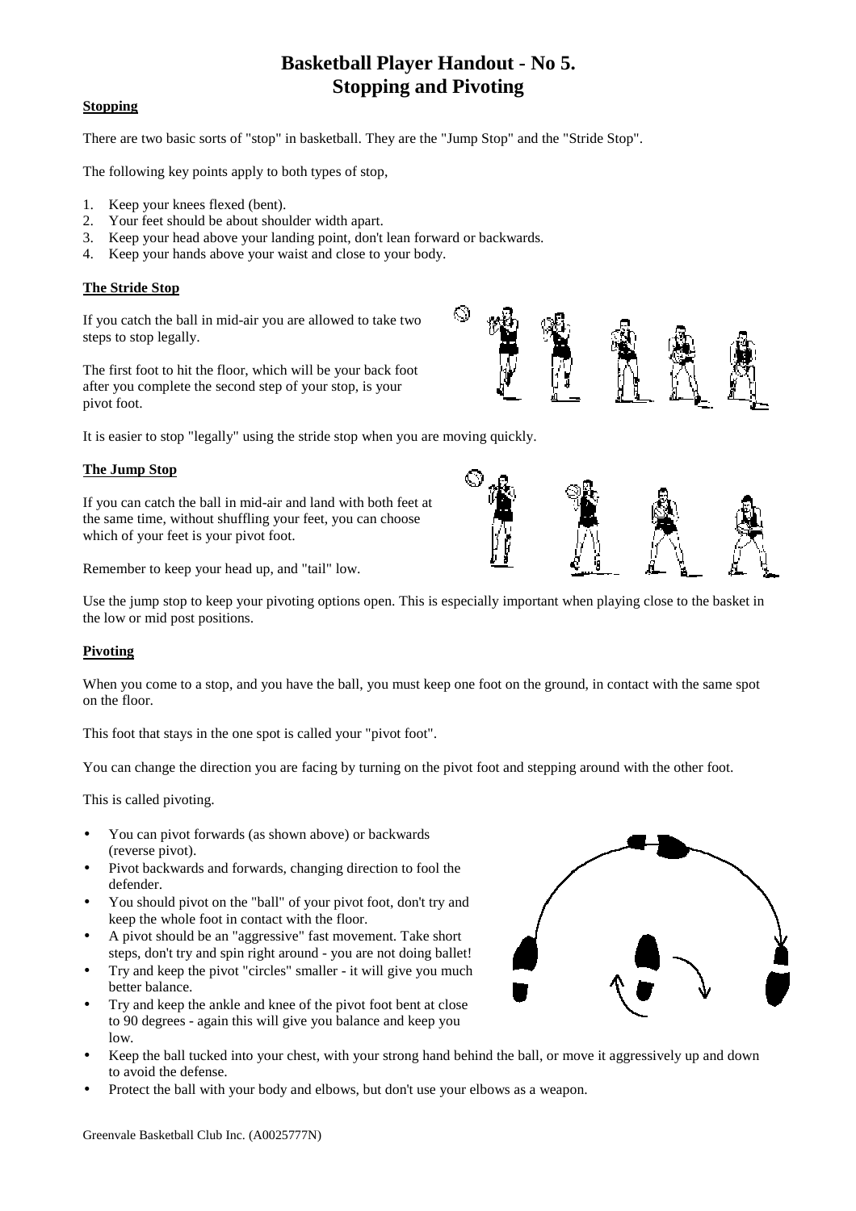# Basketball Player Handout - No 5.
# Stopping and Pivoting

## Stopping

There are two basic sorts of "stop" in basketball. They are the "Jump Stop" and the "Stride Stop".

The following key points apply to both types of stop,

1. Keep your knees flexed (bent).
2. Your feet should be about shoulder width apart.
3. Keep your head above your landing point, don't lean forward or backwards.
4. Keep your hands above your waist and close to your body.

## The Stride Stop

If you catch the ball in mid-air you are allowed to take two steps to stop legally.

The first foot to hit the floor, which will be your back foot after you complete the second step of your stop, is your pivot foot.

It is easier to stop "legally" using the stride stop when you are moving quickly.

## The Jump Stop

If you can catch the ball in mid-air and land with both feet at the same time, without shuffling your feet, you can choose which of your feet is your pivot foot.

Remember to keep your head up, and "tail" low.

Use the jump stop to keep your pivoting options open. This is especially important when playing close to the basket in the low or mid post positions.

## Pivoting

When you come to a stop, and you have the ball, you must keep one foot on the ground, in contact with the same spot on the floor.

This foot that stays in the one spot is called your "pivot foot".

You can change the direction you are facing by turning on the pivot foot and stepping around with the other foot.

This is called pivoting.

- You can pivot forwards (as shown above) or backwards (reverse pivot).
- Pivot backwards and forwards, changing direction to fool the defender.
- You should pivot on the "ball" of your pivot foot, don't try and keep the whole foot in contact with the floor.
- A pivot should be an "aggressive" fast movement. Take short steps, don't try and spin right around - you are not doing ballet!
- Try and keep the pivot "circles" smaller - it will give you much better balance.
- Try and keep the ankle and knee of the pivot foot bent at close to 90 degrees - again this will give you balance and keep you low.
- Keep the ball tucked into your chest, with your strong hand behind the ball, or move it aggressively up and down to avoid the defense.
- Protect the ball with your body and elbows, but don't use your elbows as a weapon.

Greenvale Basketball Club Inc. (A0025777N)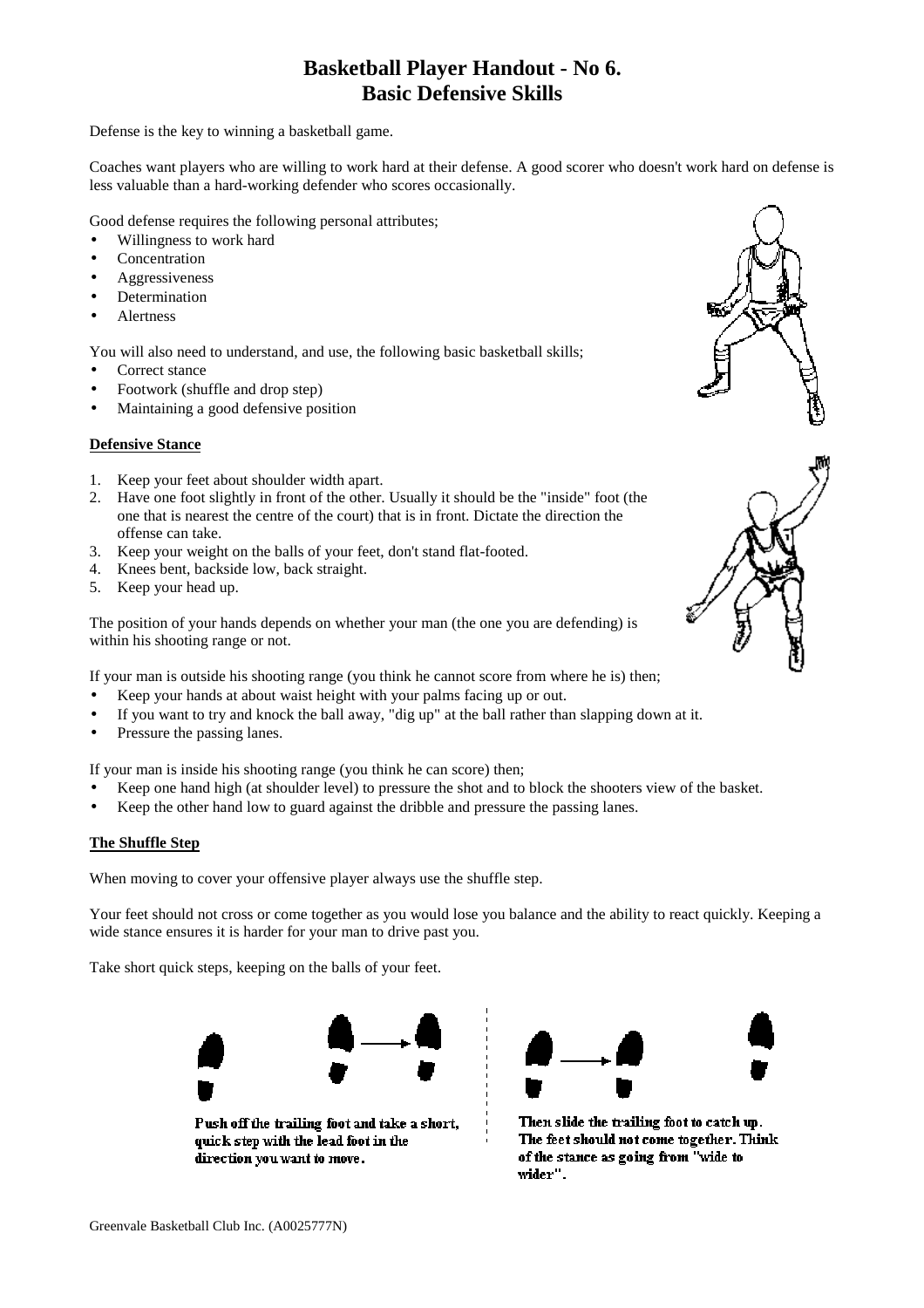# Basketball Player Handout - No 6.
# Basic Defensive Skills

Defense is the key to winning a basketball game.

Coaches want players who are willing to work hard at their defense. A good scorer who doesn't work hard on defense is less valuable than a hard-working defender who scores occasionally.

Good defense requires the following personal attributes;

- Willingness to work hard
- Concentration
- Aggressiveness
- Determination
- Alertness

You will also need to understand, and use, the following basic basketball skills;

- Correct stance
- Footwork (shuffle and drop step)
- Maintaining a good defensive position

## Defensive Stance

1. Keep your feet about shoulder width apart.
2. Have one foot slightly in front of the other. Usually it should be the "inside" foot (the one that is nearest the centre of the court) that is in front. Dictate the direction the offense can take.
3. Keep your weight on the balls of your feet, don't stand flat-footed.
4. Knees bent, backside low, back straight.
5. Keep your head up.

The position of your hands depends on whether your man (the one you are defending) is within his shooting range or not.

If your man is outside his shooting range (you think he cannot score from where he is) then;

- Keep your hands at about waist height with your palms facing up or out.
- If you want to try and knock the ball away, "dig up" at the ball rather than slapping down at it.
- Pressure the passing lanes.

If your man is inside his shooting range (you think he can score) then;

- Keep one hand high (at shoulder level) to pressure the shot and to block the shooters view of the basket.
- Keep the other hand low to guard against the dribble and pressure the passing lanes.

## The Shuffle Step

When moving to cover your offensive player always use the shuffle step.

Your feet should not cross or come together as you would lose you balance and the ability to react quickly. Keeping a wide stance ensures it is harder for your man to drive past you.

Take short quick steps, keeping on the balls of your feet.

Push off the trailing foot and take a short, quick step with the lead foot in the direction you want to move.

Then slide the trailing foot to catch up. The feet should not come together. Think of the stance as going from "wide to wider".

Greenvale Basketball Club Inc. (A0025777N)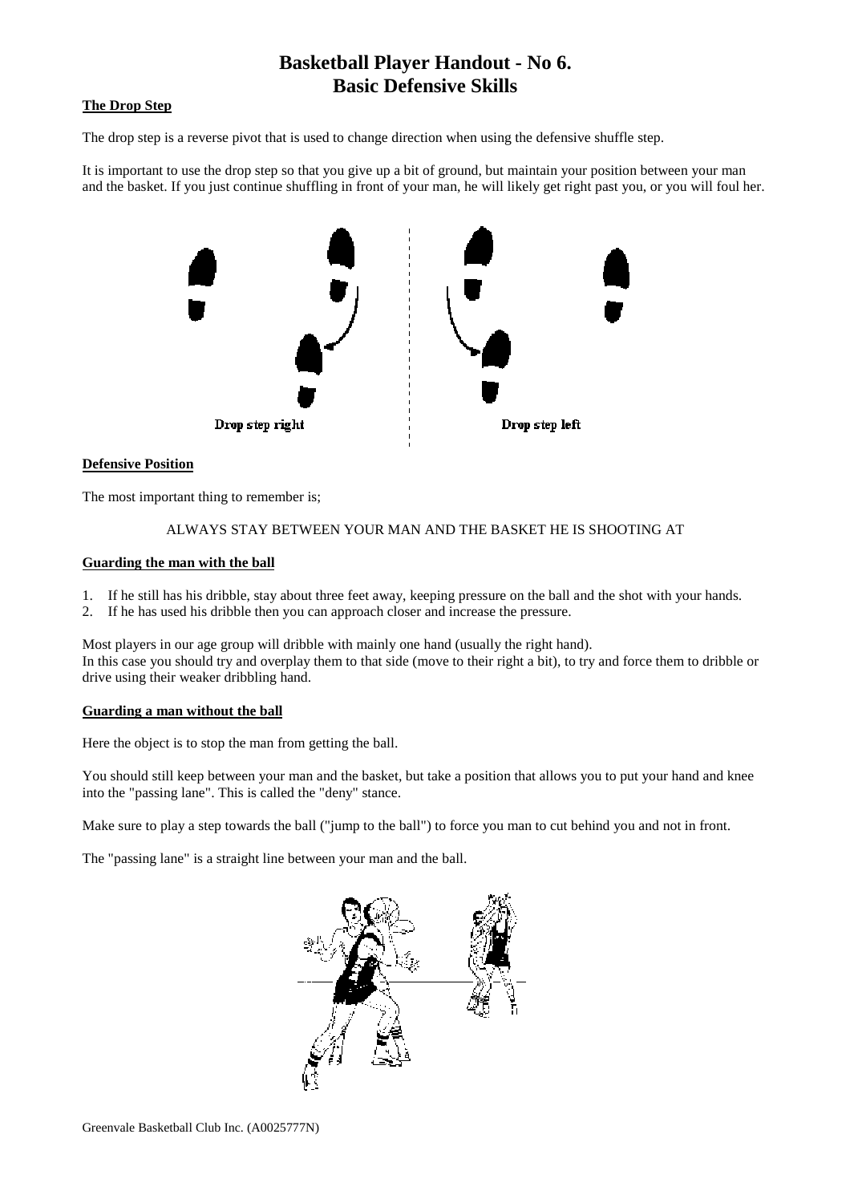# Basketball Player Handout - No 6.
# Basic Defensive Skills

**The Drop Step**

The drop step is a reverse pivot that is used to change direction when using the defensive shuffle step.

It is important to use the drop step so that you give up a bit of ground, but maintain your position between your man and the basket. If you just continue shuffling in front of your man, he will likely get right past you, or you will foul her.

Drop step right

Drop step left

**Defensive Position**

The most important thing to remember is;

ALWAYS STAY BETWEEN YOUR MAN AND THE BASKET HE IS SHOOTING AT

**Guarding the man with the ball**

1. If he still has his dribble, stay about three feet away, keeping pressure on the ball and the shot with your hands.
2. If he has used his dribble then you can approach closer and increase the pressure.

Most players in our age group will dribble with mainly one hand (usually the right hand).
In this case you should try and overplay them to that side (move to their right a bit), to try and force them to dribble or drive using their weaker dribbling hand.

**Guarding a man without the ball**

Here the object is to stop the man from getting the ball.

You should still keep between your man and the basket, but take a position that allows you to put your hand and knee into the "passing lane". This is called the "deny" stance.

Make sure to play a step towards the ball ("jump to the ball") to force you man to cut behind you and not in front.

The "passing lane" is a straight line between your man and the ball.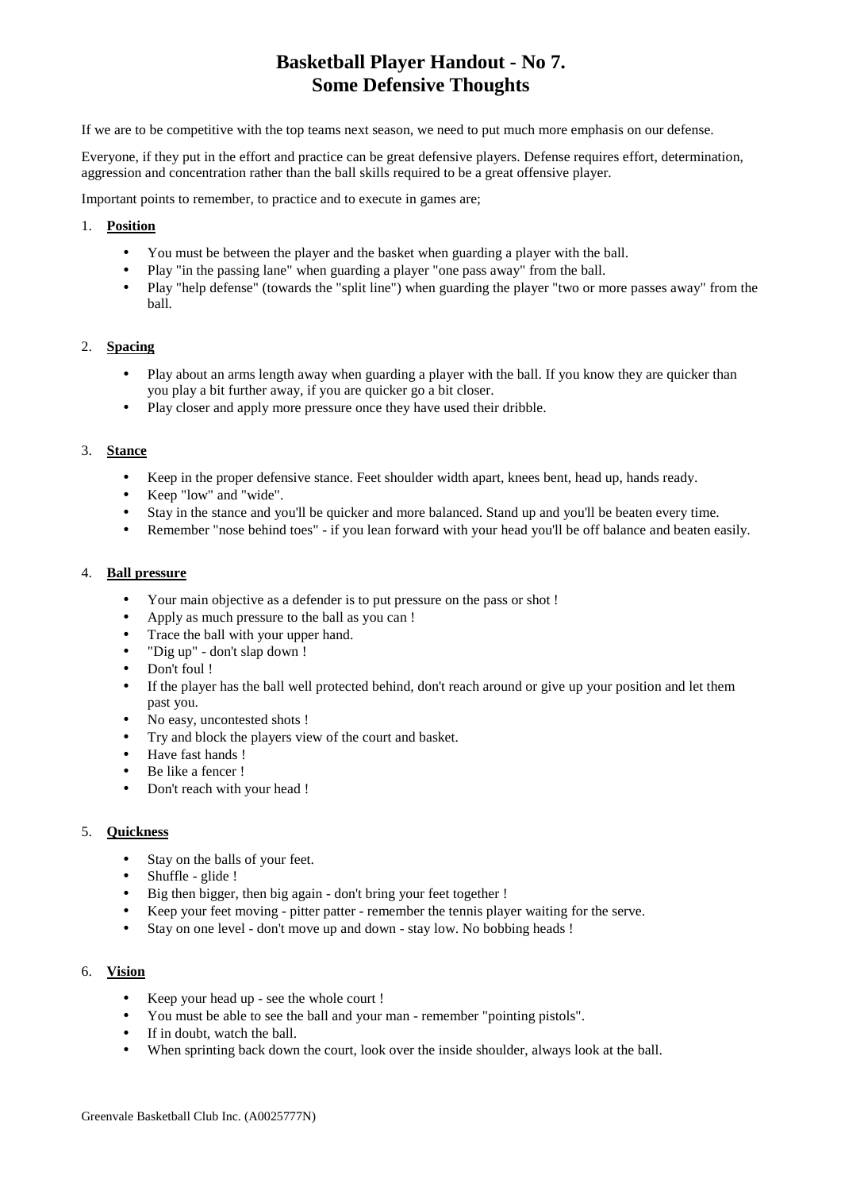# Basketball Player Handout - No 7.
# Some Defensive Thoughts

If we are to be competitive with the top teams next season, we need to put much more emphasis on our defense.

Everyone, if they put in the effort and practice can be great defensive players. Defense requires effort, determination, aggression and concentration rather than the ball skills required to be a great offensive player.

Important points to remember, to practice and to execute in games are;

1. **Position**

   - You must be between the player and the basket when guarding a player with the ball.
   - Play "in the passing lane" when guarding a player "one pass away" from the ball.
   - Play "help defense" (towards the "split line") when guarding the player "two or more passes away" from the ball.

2. **Spacing**

   - Play about an arms length away when guarding a player with the ball. If you know they are quicker than you play a bit further away, if you are quicker go a bit closer.
   - Play closer and apply more pressure once they have used their dribble.

3. **Stance**

   - Keep in the proper defensive stance. Feet shoulder width apart, knees bent, head up, hands ready.
   - Keep "low" and "wide".
   - Stay in the stance and you'll be quicker and more balanced. Stand up and you'll be beaten every time.
   - Remember "nose behind toes" - if you lean forward with your head you'll be off balance and beaten easily.

4. **Ball pressure**

   - Your main objective as a defender is to put pressure on the pass or shot !
   - Apply as much pressure to the ball as you can !
   - Trace the ball with your upper hand.
   - "Dig up" - don't slap down !
   - Don't foul !
   - If the player has the ball well protected behind, don't reach around or give up your position and let them past you.
   - No easy, uncontested shots !
   - Try and block the players view of the court and basket.
   - Have fast hands !
   - Be like a fencer !
   - Don't reach with your head !

5. **Quickness**

   - Stay on the balls of your feet.
   - Shuffle - glide !
   - Big then bigger, then big again - don't bring your feet together !
   - Keep your feet moving - pitter patter - remember the tennis player waiting for the serve.
   - Stay on one level - don't move up and down - stay low. No bobbing heads !

6. **Vision**

   - Keep your head up - see the whole court !
   - You must be able to see the ball and your man - remember "pointing pistols".
   - If in doubt, watch the ball.
   - When sprinting back down the court, look over the inside shoulder, always look at the ball.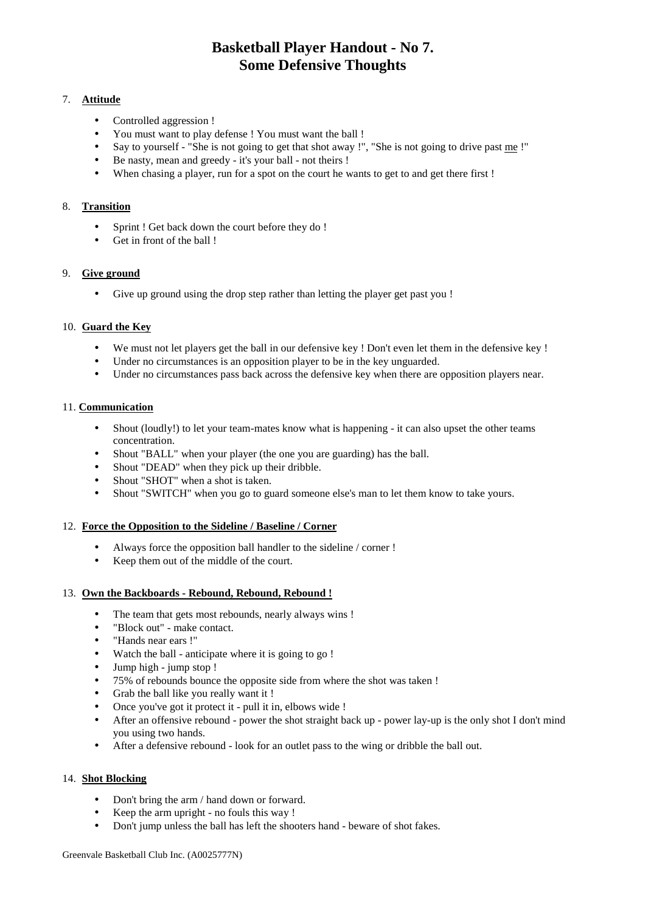# Basketball Player Handout - No 7.
# Some Defensive Thoughts

7. **Attitude**

- Controlled aggression !
- You must want to play defense ! You must want the ball !
- Say to yourself - "She is not going to get that shot away !", "She is not going to drive past me !"
- Be nasty, mean and greedy - it's your ball - not theirs !
- When chasing a player, run for a spot on the court he wants to get to and get there first !

8. **Transition**

- Sprint ! Get back down the court before they do !
- Get in front of the ball !

9. **Give ground**

- Give up ground using the drop step rather than letting the player get past you !

10. **Guard the Key**

- We must not let players get the ball in our defensive key ! Don't even let them in the defensive key !
- Under no circumstances is an opposition player to be in the key unguarded.
- Under no circumstances pass back across the defensive key when there are opposition players near.

11. **Communication**

- Shout (loudly!) to let your team-mates know what is happening - it can also upset the other teams concentration.
- Shout "BALL" when your player (the one you are guarding) has the ball.
- Shout "DEAD" when they pick up their dribble.
- Shout "SHOT" when a shot is taken.
- Shout "SWITCH" when you go to guard someone else's man to let them know to take yours.

12. **Force the Opposition to the Sideline / Baseline / Corner**

- Always force the opposition ball handler to the sideline / corner !
- Keep them out of the middle of the court.

13. **Own the Backboards - Rebound, Rebound, Rebound !**

- The team that gets most rebounds, nearly always wins !
- "Block out" - make contact.
- "Hands near ears !"
- Watch the ball - anticipate where it is going to go !
- Jump high - jump stop !
- 75% of rebounds bounce the opposite side from where the shot was taken !
- Grab the ball like you really want it !
- Once you've got it protect it - pull it in, elbows wide !
- After an offensive rebound - power the shot straight back up - power lay-up is the only shot I don't mind you using two hands.
- After a defensive rebound - look for an outlet pass to the wing or dribble the ball out.

14. **Shot Blocking**

- Don't bring the arm / hand down or forward.
- Keep the arm upright - no fouls this way !
- Don't jump unless the ball has left the shooters hand - beware of shot fakes.

Greenvale Basketball Club Inc. (A0025777N)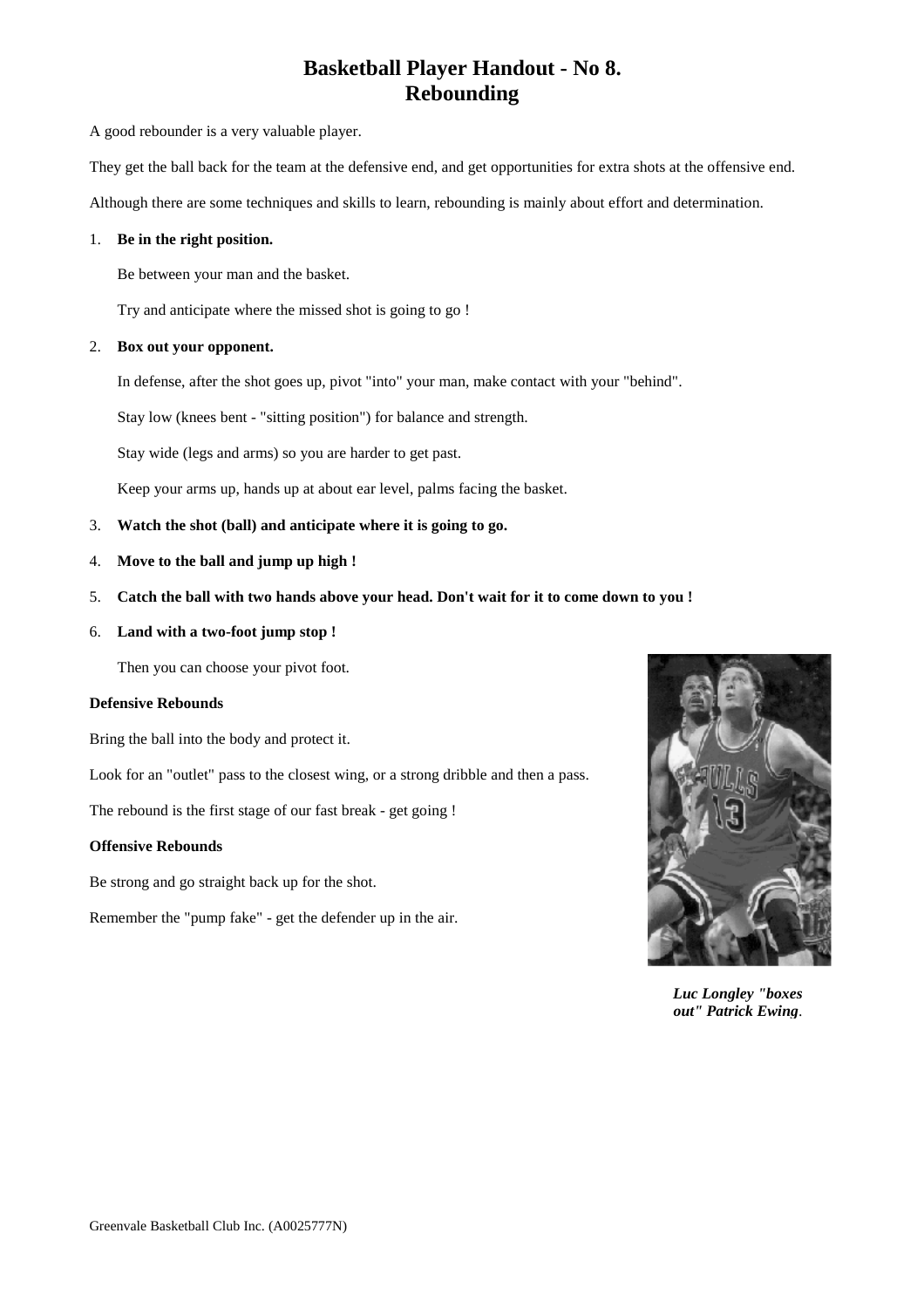# Basketball Player Handout - No 8.
# Rebounding

A good rebounder is a very valuable player.

They get the ball back for the team at the defensive end, and get opportunities for extra shots at the offensive end.

Although there are some techniques and skills to learn, rebounding is mainly about effort and determination.

1. **Be in the right position.**

   Be between your man and the basket.

   Try and anticipate where the missed shot is going to go !

2. **Box out your opponent.**

   In defense, after the shot goes up, pivot "into" your man, make contact with your "behind".

   Stay low (knees bent - "sitting position") for balance and strength.

   Stay wide (legs and arms) so you are harder to get past.

   Keep your arms up, hands up at about ear level, palms facing the basket.

3. **Watch the shot (ball) and anticipate where it is going to go.**

4. **Move to the ball and jump up high !**

5. **Catch the ball with two hands above your head. Don't wait for it to come down to you !**

6. **Land with a two-foot jump stop !**

   Then you can choose your pivot foot.

**Defensive Rebounds**

Bring the ball into the body and protect it.

Look for an "outlet" pass to the closest wing, or a strong dribble and then a pass.

The rebound is the first stage of our fast break - get going !

**Offensive Rebounds**

Be strong and go straight back up for the shot.

Remember the "pump fake" - get the defender up in the air.

***Luc Longley "boxes out" Patrick Ewing.***

Greenvale Basketball Club Inc. (A0025777N)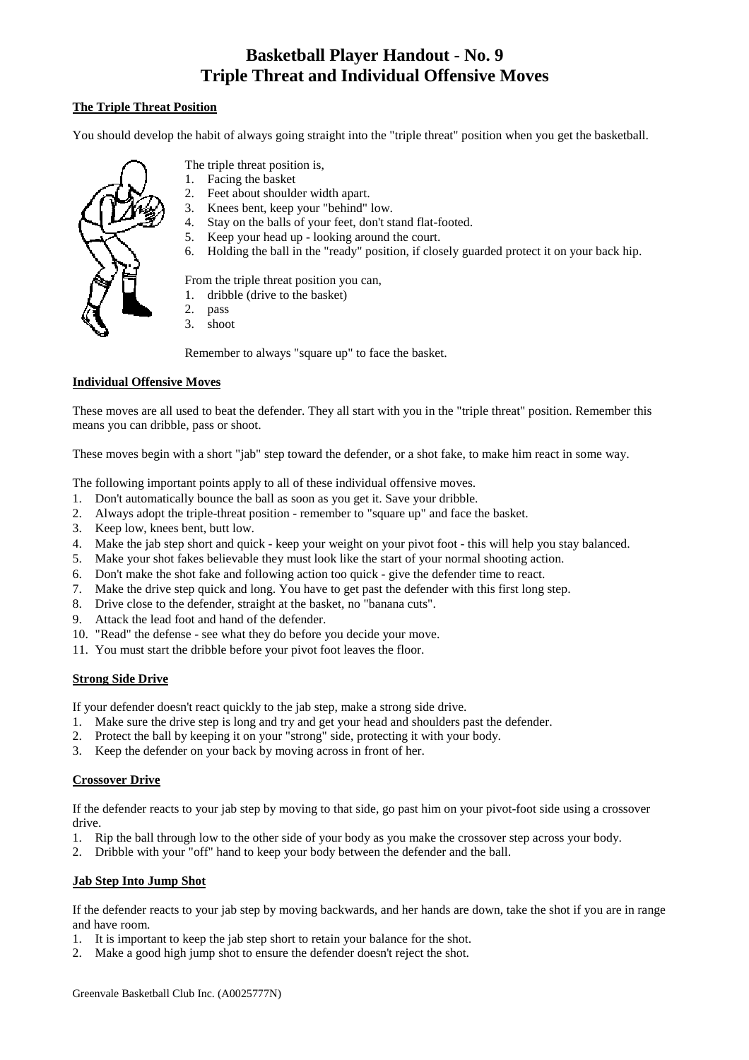# Basketball Player Handout - No. 9
# Triple Threat and Individual Offensive Moves

## The Triple Threat Position

You should develop the habit of always going straight into the "triple threat" position when you get the basketball.

The triple threat position is,

1. Facing the basket
2. Feet about shoulder width apart.
3. Knees bent, keep your "behind" low.
4. Stay on the balls of your feet, don't stand flat-footed.
5. Keep your head up - looking around the court.
6. Holding the ball in the "ready" position, if closely guarded protect it on your back hip.

From the triple threat position you can,

1. dribble (drive to the basket)
2. pass
3. shoot

Remember to always "square up" to face the basket.

## Individual Offensive Moves

These moves are all used to beat the defender. They all start with you in the "triple threat" position. Remember this means you can dribble, pass or shoot.

These moves begin with a short "jab" step toward the defender, or a shot fake, to make him react in some way.

The following important points apply to all of these individual offensive moves.

1. Don't automatically bounce the ball as soon as you get it. Save your dribble.
2. Always adopt the triple-threat position - remember to "square up" and face the basket.
3. Keep low, knees bent, butt low.
4. Make the jab step short and quick - keep your weight on your pivot foot - this will help you stay balanced.
5. Make your shot fakes believable they must look like the start of your normal shooting action.
6. Don't make the shot fake and following action too quick - give the defender time to react.
7. Make the drive step quick and long. You have to get past the defender with this first long step.
8. Drive close to the defender, straight at the basket, no "banana cuts".
9. Attack the lead foot and hand of the defender.
10. "Read" the defense - see what they do before you decide your move.
11. You must start the dribble before your pivot foot leaves the floor.

## Strong Side Drive

If your defender doesn't react quickly to the jab step, make a strong side drive.

1. Make sure the drive step is long and try and get your head and shoulders past the defender.
2. Protect the ball by keeping it on your "strong" side, protecting it with your body.
3. Keep the defender on your back by moving across in front of her.

## Crossover Drive

If the defender reacts to your jab step by moving to that side, go past him on your pivot-foot side using a crossover drive.

1. Rip the ball through low to the other side of your body as you make the crossover step across your body.
2. Dribble with your "off" hand to keep your body between the defender and the ball.

## Jab Step Into Jump Shot

If the defender reacts to your jab step by moving backwards, and her hands are down, take the shot if you are in range and have room.

1. It is important to keep the jab step short to retain your balance for the shot.
2. Make a good high jump shot to ensure the defender doesn't reject the shot.

Greenvale Basketball Club Inc. (A0025777N)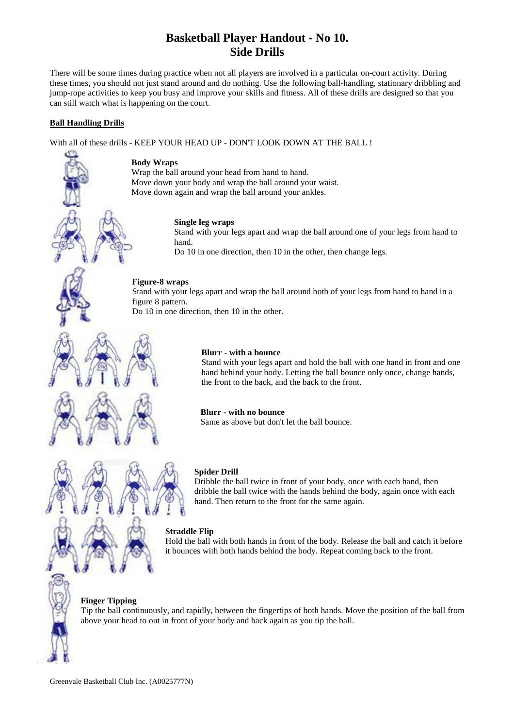# Basketball Player Handout - No 10.
# Side Drills

There will be some times during practice when not all players are involved in a particular on-court activity. During these times, you should not just stand around and do nothing. Use the following ball-handling, stationary dribbling and jump-rope activities to keep you busy and improve your skills and fitness. All of these drills are designed so that you can still watch what is happening on the court.

## Ball Handling Drills

With all of these drills - KEEP YOUR HEAD UP - DON'T LOOK DOWN AT THE BALL !

**Body Wraps**
Wrap the ball around your head from hand to hand.
Move down your body and wrap the ball around your waist.
Move down again and wrap the ball around your ankles.

**Single leg wraps**
Stand with your legs apart and wrap the ball around one of your legs from hand to hand.
Do 10 in one direction, then 10 in the other, then change legs.

**Figure-8 wraps**
Stand with your legs apart and wrap the ball around both of your legs from hand to hand in a figure 8 pattern.
Do 10 in one direction, then 10 in the other.

**Blurr - with a bounce**
Stand with your legs apart and hold the ball with one hand in front and one hand behind your body. Letting the ball bounce only once, change hands, the front to the back, and the back to the front.

**Blurr - with no bounce**
Same as above but don't let the ball bounce.

**Spider Drill**
Dribble the ball twice in front of your body, once with each hand, then dribble the ball twice with the hands behind the body, again once with each hand. Then return to the front for the same again.

**Straddle Flip**
Hold the ball with both hands in front of the body. Release the ball and catch it before it bounces with both hands behind the body. Repeat coming back to the front.

**Finger Tipping**
Tip the ball continuously, and rapidly, between the fingertips of both hands. Move the position of the ball from above your head to out in front of your body and back again as you tip the ball.

Greenvale Basketball Club Inc. (A0025777N)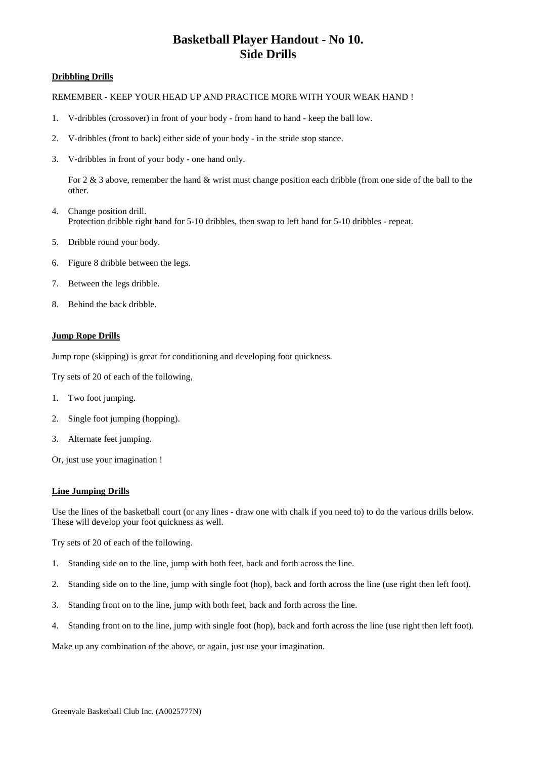# Basketball Player Handout - No 10.
# Side Drills

**Dribbling Drills**

REMEMBER - KEEP YOUR HEAD UP AND PRACTICE MORE WITH YOUR WEAK HAND !

1. V-dribbles (crossover) in front of your body - from hand to hand - keep the ball low.

2. V-dribbles (front to back) either side of your body - in the stride stop stance.

3. V-dribbles in front of your body - one hand only.

   For 2 & 3 above, remember the hand & wrist must change position each dribble (from one side of the ball to the other.

4. Change position drill.
   Protection dribble right hand for 5-10 dribbles, then swap to left hand for 5-10 dribbles - repeat.

5. Dribble round your body.

6. Figure 8 dribble between the legs.

7. Between the legs dribble.

8. Behind the back dribble.

**Jump Rope Drills**

Jump rope (skipping) is great for conditioning and developing foot quickness.

Try sets of 20 of each of the following,

1. Two foot jumping.

2. Single foot jumping (hopping).

3. Alternate feet jumping.

Or, just use your imagination !

**Line Jumping Drills**

Use the lines of the basketball court (or any lines - draw one with chalk if you need to) to do the various drills below. These will develop your foot quickness as well.

Try sets of 20 of each of the following.

1. Standing side on to the line, jump with both feet, back and forth across the line.

2. Standing side on to the line, jump with single foot (hop), back and forth across the line (use right then left foot).

3. Standing front on to the line, jump with both feet, back and forth across the line.

4. Standing front on to the line, jump with single foot (hop), back and forth across the line (use right then left foot).

Make up any combination of the above, or again, just use your imagination.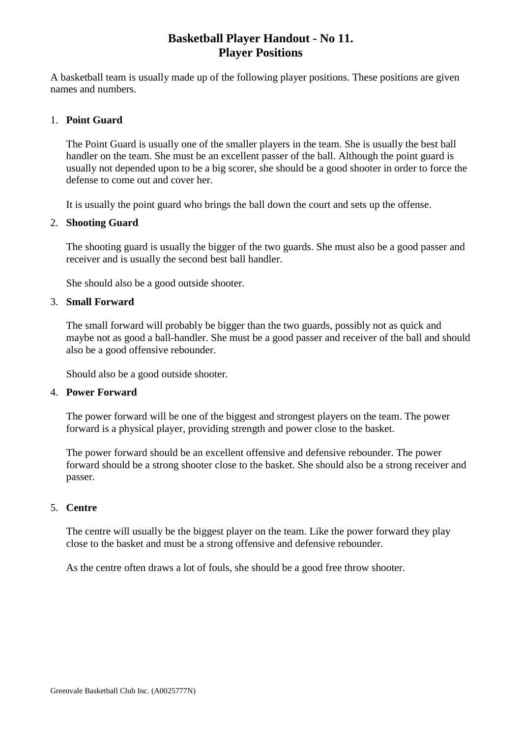# Basketball Player Handout - No 11.
# Player Positions

A basketball team is usually made up of the following player positions. These positions are given names and numbers.

1. **Point Guard**

   The Point Guard is usually one of the smaller players in the team. She is usually the best ball handler on the team. She must be an excellent passer of the ball. Although the point guard is usually not depended upon to be a big scorer, she should be a good shooter in order to force the defense to come out and cover her.

   It is usually the point guard who brings the ball down the court and sets up the offense.

2. **Shooting Guard**

   The shooting guard is usually the bigger of the two guards. She must also be a good passer and receiver and is usually the second best ball handler.

   She should also be a good outside shooter.

3. **Small Forward**

   The small forward will probably be bigger than the two guards, possibly not as quick and maybe not as good a ball-handler. She must be a good passer and receiver of the ball and should also be a good offensive rebounder.

   Should also be a good outside shooter.

4. **Power Forward**

   The power forward will be one of the biggest and strongest players on the team. The power forward is a physical player, providing strength and power close to the basket.

   The power forward should be an excellent offensive and defensive rebounder. The power forward should be a strong shooter close to the basket. She should also be a strong receiver and passer.

5. **Centre**

   The centre will usually be the biggest player on the team. Like the power forward they play close to the basket and must be a strong offensive and defensive rebounder.

   As the centre often draws a lot of fouls, she should be a good free throw shooter.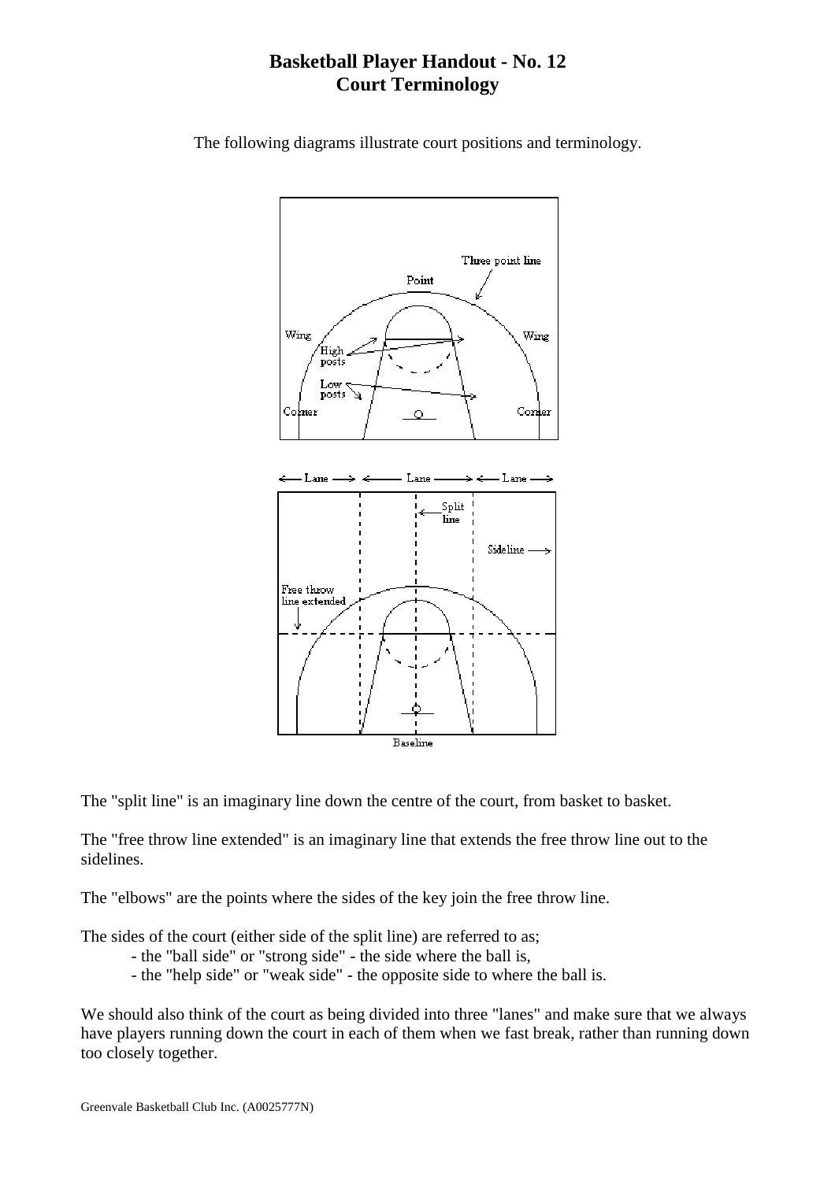# Basketball Player Handout - No. 12
# Court Terminology

The following diagrams illustrate court positions and terminology.

The "split line" is an imaginary line down the centre of the court, from basket to basket.

The "free throw line extended" is an imaginary line that extends the free throw line out to the sidelines.

The "elbows" are the points where the sides of the key join the free throw line.

The sides of the court (either side of the split line) are referred to as;

- the "ball side" or "strong side" - the side where the ball is,
- the "help side" or "weak side" - the opposite side to where the ball is.

We should also think of the court as being divided into three "lanes" and make sure that we always have players running down the court in each of them when we fast break, rather than running down too closely together.

Greenvale Basketball Club Inc. (A0025777N)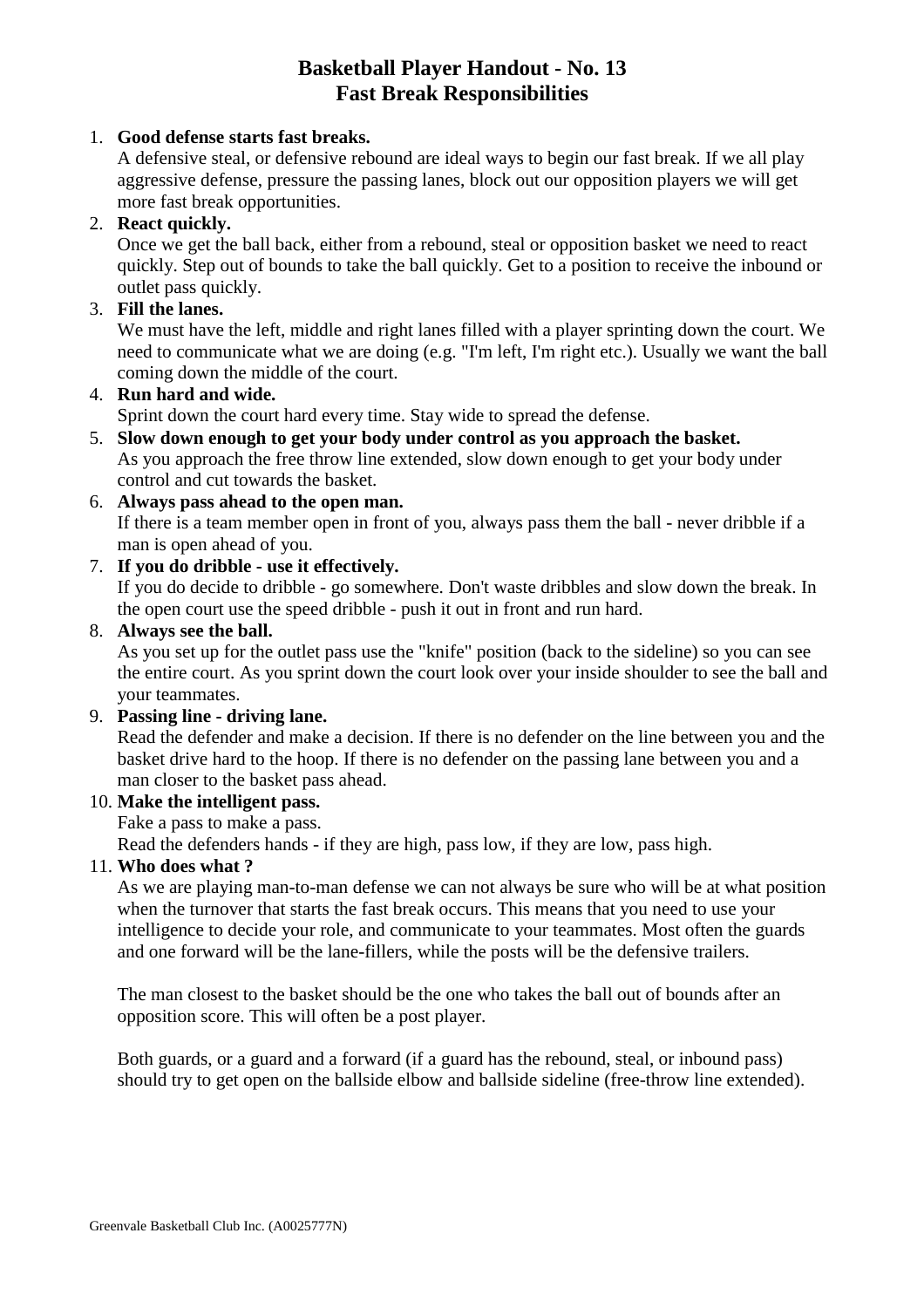# Basketball Player Handout - No. 13
# Fast Break Responsibilities

1. **Good defense starts fast breaks.**
   A defensive steal, or defensive rebound are ideal ways to begin our fast break. If we all play aggressive defense, pressure the passing lanes, block out our opposition players we will get more fast break opportunities.
2. **React quickly.**
   Once we get the ball back, either from a rebound, steal or opposition basket we need to react quickly. Step out of bounds to take the ball quickly. Get to a position to receive the inbound or outlet pass quickly.
3. **Fill the lanes.**
   We must have the left, middle and right lanes filled with a player sprinting down the court. We need to communicate what we are doing (e.g. "I'm left, I'm right etc.). Usually we want the ball coming down the middle of the court.
4. **Run hard and wide.**
   Sprint down the court hard every time. Stay wide to spread the defense.
5. **Slow down enough to get your body under control as you approach the basket.**
   As you approach the free throw line extended, slow down enough to get your body under control and cut towards the basket.
6. **Always pass ahead to the open man.**
   If there is a team member open in front of you, always pass them the ball - never dribble if a man is open ahead of you.
7. **If you do dribble - use it effectively.**
   If you do decide to dribble - go somewhere. Don't waste dribbles and slow down the break. In the open court use the speed dribble - push it out in front and run hard.
8. **Always see the ball.**
   As you set up for the outlet pass use the "knife" position (back to the sideline) so you can see the entire court. As you sprint down the court look over your inside shoulder to see the ball and your teammates.
9. **Passing line - driving lane.**
   Read the defender and make a decision. If there is no defender on the line between you and the basket drive hard to the hoop. If there is no defender on the passing lane between you and a man closer to the basket pass ahead.
10. **Make the intelligent pass.**
    Fake a pass to make a pass.
    Read the defenders hands - if they are high, pass low, if they are low, pass high.
11. **Who does what ?**
    As we are playing man-to-man defense we can not always be sure who will be at what position when the turnover that starts the fast break occurs. This means that you need to use your intelligence to decide your role, and communicate to your teammates. Most often the guards and one forward will be the lane-fillers, while the posts will be the defensive trailers.

    The man closest to the basket should be the one who takes the ball out of bounds after an opposition score. This will often be a post player.

    Both guards, or a guard and a forward (if a guard has the rebound, steal, or inbound pass) should try to get open on the ballside elbow and ballside sideline (free-throw line extended).

Greenvale Basketball Club Inc. (A0025777N)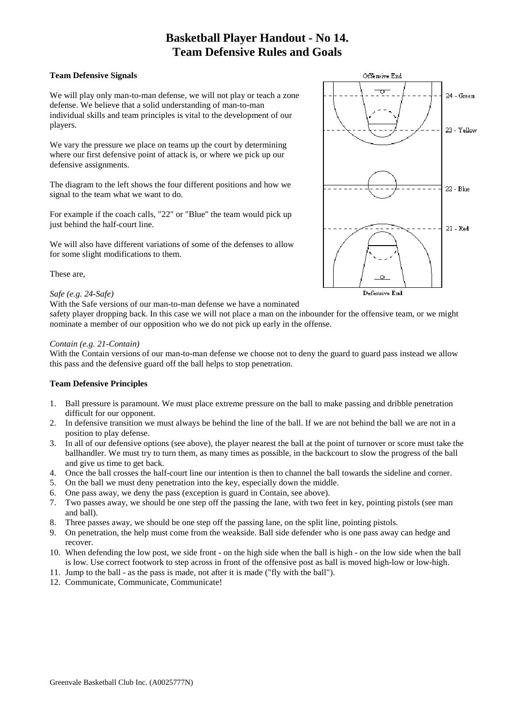# Basketball Player Handout - No 14.
# Team Defensive Rules and Goals

**Team Defensive Signals**

We will play only man-to-man defense, we will not play or teach a zone defense. We believe that a solid understanding of man-to-man individual skills and team principles is vital to the development of our players.

We vary the pressure we place on teams up the court by determining where our first defensive point of attack is, or where we pick up our defensive assignments.

The diagram to the left shows the four different positions and how we signal to the team what we want to do.

Offensive End

24 - Green

23 - Yellow

22 - Blue

21 - Red

Defensive End

For example if the coach calls, "22" or "Blue" the team would pick up just behind the half-court line.

We will also have different variations of some of the defenses to allow for some slight modifications to them.

These are,

*Safe (e.g. 24-Safe)*
With the Safe versions of our man-to-man defense we have a nominated safety player dropping back. In this case we will not place a man on the inbounder for the offensive team, or we might nominate a member of our opposition who we do not pick up early in the offense.

*Contain (e.g. 21-Contain)*
With the Contain versions of our man-to-man defense we choose not to deny the guard to guard pass instead we allow this pass and the defensive guard off the ball helps to stop penetration.

**Team Defensive Principles**

1. Ball pressure is paramount. We must place extreme pressure on the ball to make passing and dribble penetration difficult for our opponent.
2. In defensive transition we must always be behind the line of the ball. If we are not behind the ball we are not in a position to play defense.
3. In all of our defensive options (see above), the player nearest the ball at the point of turnover or score must take the ballhandler. We must try to turn them, as many times as possible, in the backcourt to slow the progress of the ball and give us time to get back.
4. Once the ball crosses the half-court line our intention is then to channel the ball towards the sideline and corner.
5. On the ball we must deny penetration into the key, especially down the middle.
6. One pass away, we deny the pass (exception is guard in Contain, see above).
7. Two passes away, we should be one step off the passing the lane, with two feet in key, pointing pistols (see man and ball).
8. Three passes away, we should be one step off the passing lane, on the split line, pointing pistols.
9. On penetration, the help must come from the weakside. Ball side defender who is one pass away can hedge and recover.
10. When defending the low post, we side front - on the high side when the ball is high - on the low side when the ball is low. Use correct footwork to step across in front of the offensive post as ball is moved high-low or low-high.
11. Jump to the ball - as the pass is made, not after it is made ("fly with the ball").
12. Communicate, Communicate, Communicate!

Greenvale Basketball Club Inc. (A0025777N)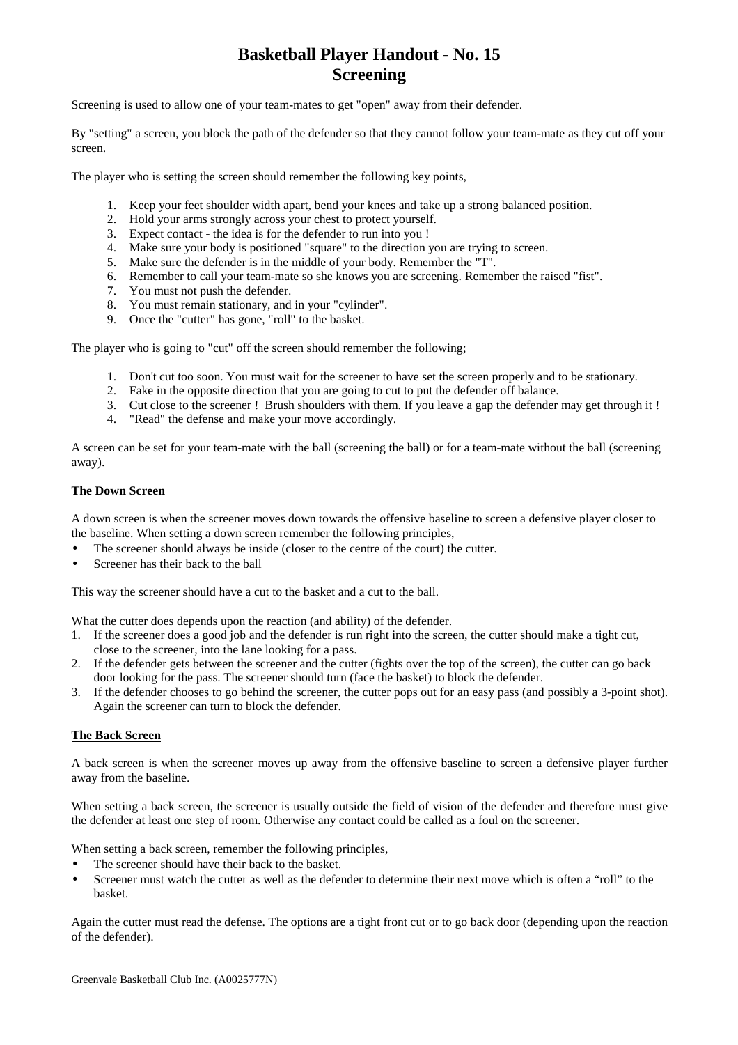# Basketball Player Handout - No. 15
# Screening

Screening is used to allow one of your team-mates to get "open" away from their defender.

By "setting" a screen, you block the path of the defender so that they cannot follow your team-mate as they cut off your screen.

The player who is setting the screen should remember the following key points,

1. Keep your feet shoulder width apart, bend your knees and take up a strong balanced position.
2. Hold your arms strongly across your chest to protect yourself.
3. Expect contact - the idea is for the defender to run into you !
4. Make sure your body is positioned "square" to the direction you are trying to screen.
5. Make sure the defender is in the middle of your body. Remember the "T".
6. Remember to call your team-mate so she knows you are screening. Remember the raised "fist".
7. You must not push the defender.
8. You must remain stationary, and in your "cylinder".
9. Once the "cutter" has gone, "roll" to the basket.

The player who is going to "cut" off the screen should remember the following;

1. Don't cut too soon. You must wait for the screener to have set the screen properly and to be stationary.
2. Fake in the opposite direction that you are going to cut to put the defender off balance.
3. Cut close to the screener ! Brush shoulders with them. If you leave a gap the defender may get through it !
4. "Read" the defense and make your move accordingly.

A screen can be set for your team-mate with the ball (screening the ball) or for a team-mate without the ball (screening away).

**The Down Screen**

A down screen is when the screener moves down towards the offensive baseline to screen a defensive player closer to the baseline. When setting a down screen remember the following principles,

- The screener should always be inside (closer to the centre of the court) the cutter.
- Screener has their back to the ball

This way the screener should have a cut to the basket and a cut to the ball.

What the cutter does depends upon the reaction (and ability) of the defender.

1. If the screener does a good job and the defender is run right into the screen, the cutter should make a tight cut, close to the screener, into the lane looking for a pass.
2. If the defender gets between the screener and the cutter (fights over the top of the screen), the cutter can go back door looking for the pass. The screener should turn (face the basket) to block the defender.
3. If the defender chooses to go behind the screener, the cutter pops out for an easy pass (and possibly a 3-point shot). Again the screener can turn to block the defender.

**The Back Screen**

A back screen is when the screener moves up away from the offensive baseline to screen a defensive player further away from the baseline.

When setting a back screen, the screener is usually outside the field of vision of the defender and therefore must give the defender at least one step of room. Otherwise any contact could be called as a foul on the screener.

When setting a back screen, remember the following principles,

- The screener should have their back to the basket.
- Screener must watch the cutter as well as the defender to determine their next move which is often a "roll" to the basket.

Again the cutter must read the defense. The options are a tight front cut or to go back door (depending upon the reaction of the defender).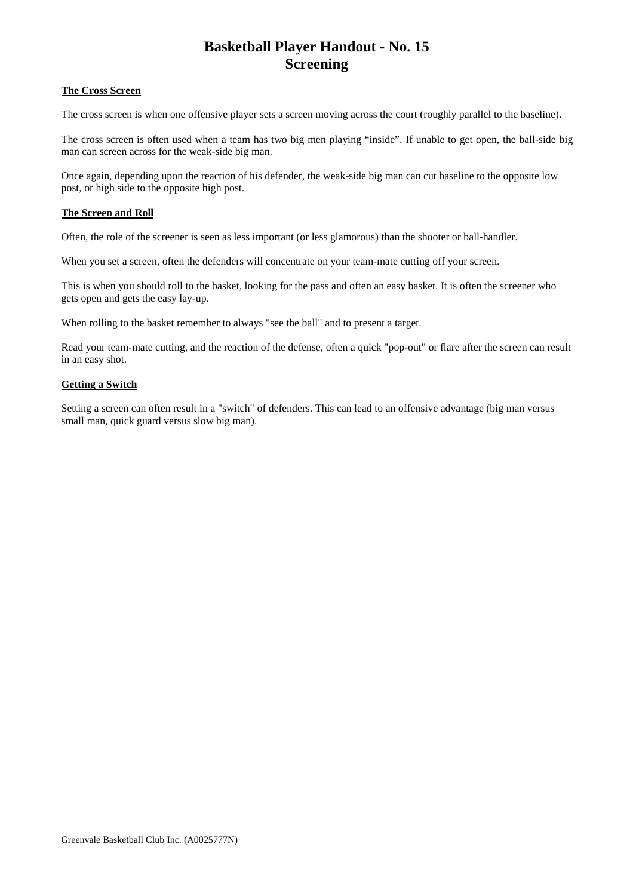# Basketball Player Handout - No. 15
# Screening

**The Cross Screen**

The cross screen is when one offensive player sets a screen moving across the court (roughly parallel to the baseline).

The cross screen is often used when a team has two big men playing "inside". If unable to get open, the ball-side big man can screen across for the weak-side big man.

Once again, depending upon the reaction of his defender, the weak-side big man can cut baseline to the opposite low post, or high side to the opposite high post.

**The Screen and Roll**

Often, the role of the screener is seen as less important (or less glamorous) than the shooter or ball-handler.

When you set a screen, often the defenders will concentrate on your team-mate cutting off your screen.

This is when you should roll to the basket, looking for the pass and often an easy basket. It is often the screener who gets open and gets the easy lay-up.

When rolling to the basket remember to always "see the ball" and to present a target.

Read your team-mate cutting, and the reaction of the defense, often a quick "pop-out" or flare after the screen can result in an easy shot.

**Getting a Switch**

Setting a screen can often result in a "switch" of defenders. This can lead to an offensive advantage (big man versus small man, quick guard versus slow big man).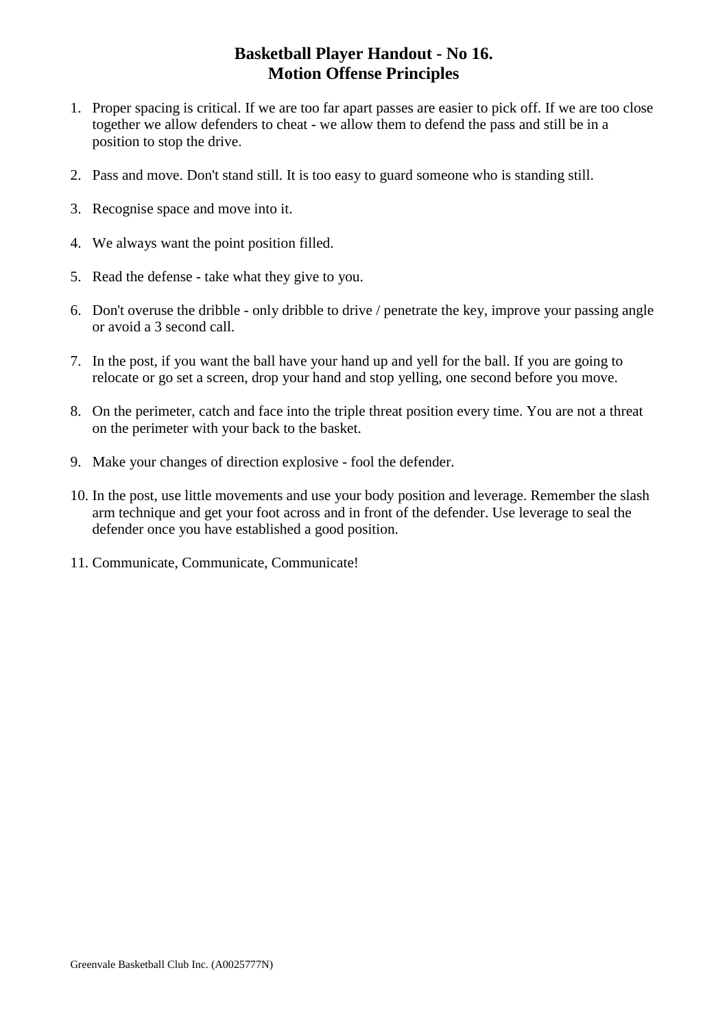# Basketball Player Handout - No 16.
# Motion Offense Principles

1. Proper spacing is critical. If we are too far apart passes are easier to pick off. If we are too close together we allow defenders to cheat - we allow them to defend the pass and still be in a position to stop the drive.

2. Pass and move. Don't stand still. It is too easy to guard someone who is standing still.

3. Recognise space and move into it.

4. We always want the point position filled.

5. Read the defense - take what they give to you.

6. Don't overuse the dribble - only dribble to drive / penetrate the key, improve your passing angle or avoid a 3 second call.

7. In the post, if you want the ball have your hand up and yell for the ball. If you are going to relocate or go set a screen, drop your hand and stop yelling, one second before you move.

8. On the perimeter, catch and face into the triple threat position every time. You are not a threat on the perimeter with your back to the basket.

9. Make your changes of direction explosive - fool the defender.

10. In the post, use little movements and use your body position and leverage. Remember the slash arm technique and get your foot across and in front of the defender. Use leverage to seal the defender once you have established a good position.

11. Communicate, Communicate, Communicate!

Greenvale Basketball Club Inc. (A0025777N)